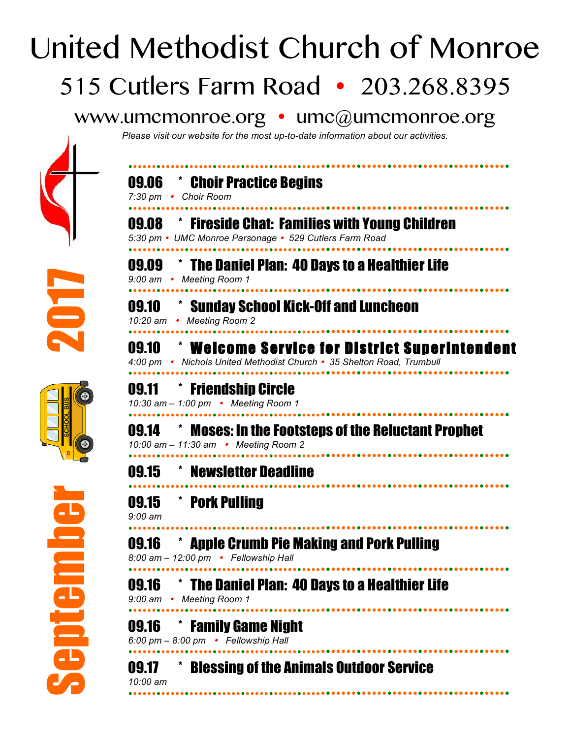# United Methodist Church of Monroe

## 515 Cutlers Farm Road • 203.268.8395

### www.umcmonroe.org • umc@umcmonroe.org

*Please visit our website for the most up-to-date information about our activities.*

**September 2017**

---

**09.06** * **Choir Practice Begins**
*7:30 pm • Choir Room*

---

**09.08** * **Fireside Chat: Families with Young Children**
*5:30 pm • UMC Monroe Parsonage • 529 Cutlers Farm Road*

---

**09.09** * **The Daniel Plan: 40 Days to a Healthier Life**
*9:00 am • Meeting Room 1*

---

**09.10** * **Sunday School Kick-Off and Luncheon**
*10:20 am • Meeting Room 2*

---

**09.10** * **Welcome Service for District Superintendent**
*4:00 pm • Nichols United Methodist Church • 35 Shelton Road, Trumbull*

---

**09.11** * **Friendship Circle**
*10:30 am – 1:00 pm • Meeting Room 1*

---

**09.14** * **Moses: In the Footsteps of the Reluctant Prophet**
*10:00 am – 11:30 am • Meeting Room 2*

---

**09.15** * **Newsletter Deadline**

---

**09.15** * **Pork Pulling**
*9:00 am*

---

**09.16** * **Apple Crumb Pie Making and Pork Pulling**
*8:00 am – 12:00 pm • Fellowship Hall*

---

**09.16** * **The Daniel Plan: 40 Days to a Healthier Life**
*9:00 am • Meeting Room 1*

---

**09.16** * **Family Game Night**
*6:00 pm – 8:00 pm • Fellowship Hall*

---

**09.17** * **Blessing of the Animals Outdoor Service**
*10:00 am*

---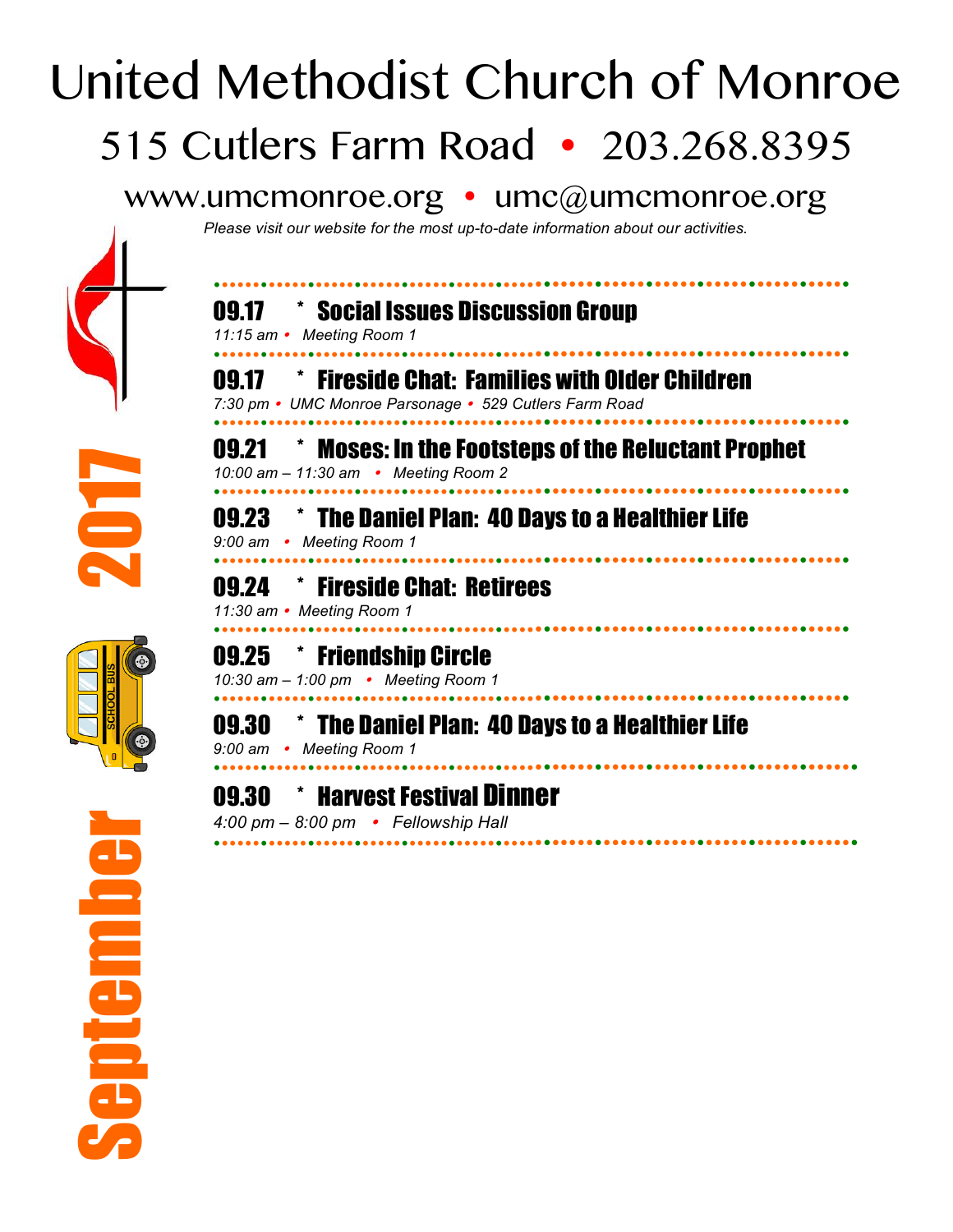# United Methodist Church of Monroe

## 515 Cutlers Farm Road • 203.268.8395

### www.umcmonroe.org • umc@umcmonroe.org

*Please visit our website for the most up-to-date information about our activities.*

**September 2017**

---

### 09.17 * Social Issues Discussion Group

*11:15 am • Meeting Room 1*

---

### 09.17 * Fireside Chat: Families with Older Children

*7:30 pm • UMC Monroe Parsonage • 529 Cutlers Farm Road*

---

### 09.21 * Moses: In the Footsteps of the Reluctant Prophet

*10:00 am – 11:30 am • Meeting Room 2*

---

### 09.23 * The Daniel Plan: 40 Days to a Healthier Life

*9:00 am • Meeting Room 1*

---

### 09.24 * Fireside Chat: Retirees

*11:30 am • Meeting Room 1*

---

### 09.25 * Friendship Circle

*10:30 am – 1:00 pm • Meeting Room 1*

---

### 09.30 * The Daniel Plan: 40 Days to a Healthier Life

*9:00 am • Meeting Room 1*

---

### 09.30 * Harvest Festival Dinner

*4:00 pm – 8:00 pm • Fellowship Hall*

---